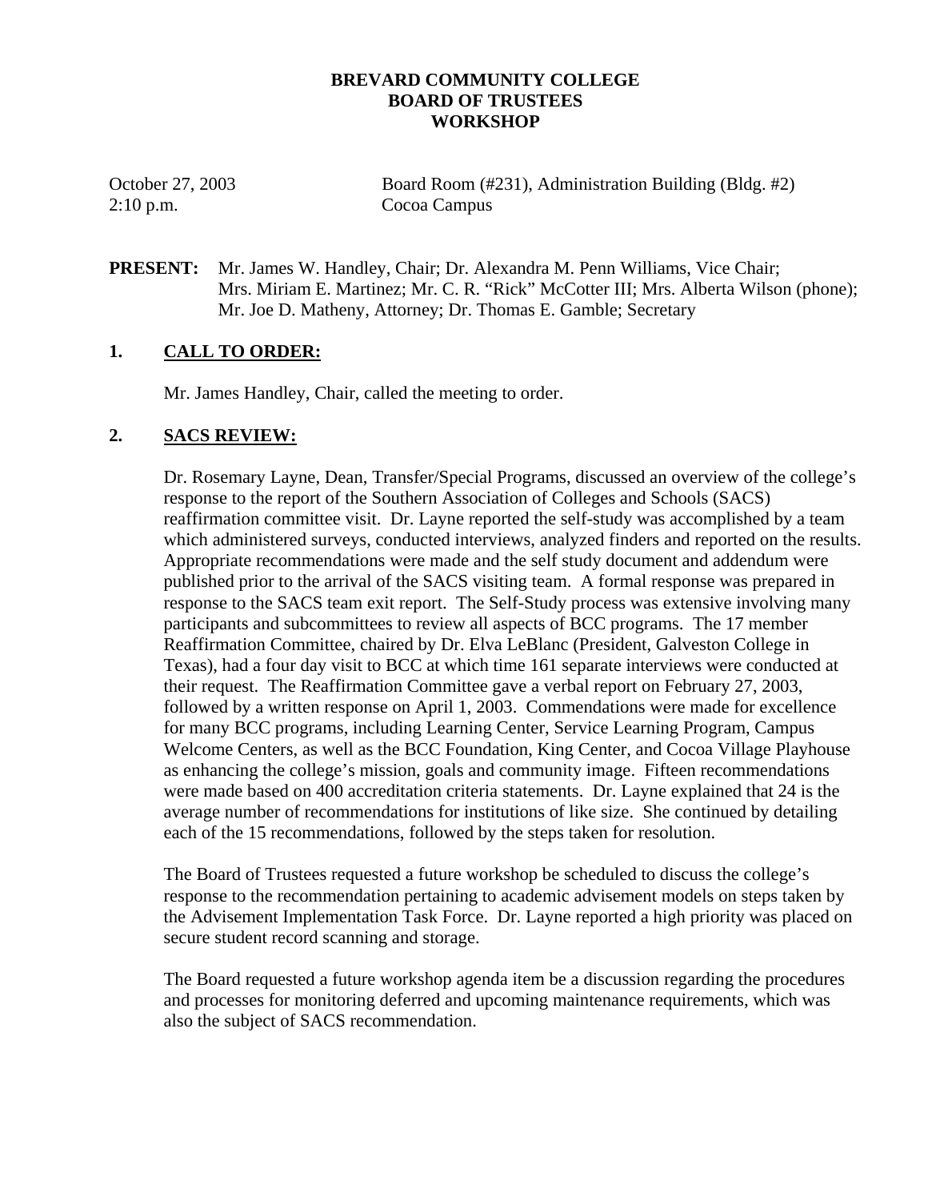# BREVARD COMMUNITY COLLEGE
## BOARD OF TRUSTEES
## WORKSHOP

October 27, 2003 — Board Room (#231), Administration Building (Bldg. #2)
2:10 p.m. — Cocoa Campus

**PRESENT:** Mr. James W. Handley, Chair; Dr. Alexandra M. Penn Williams, Vice Chair; Mrs. Miriam E. Martinez; Mr. C. R. "Rick" McCotter III; Mrs. Alberta Wilson (phone); Mr. Joe D. Matheny, Attorney; Dr. Thomas E. Gamble; Secretary

**1. CALL TO ORDER:**

Mr. James Handley, Chair, called the meeting to order.

**2. SACS REVIEW:**

Dr. Rosemary Layne, Dean, Transfer/Special Programs, discussed an overview of the college's response to the report of the Southern Association of Colleges and Schools (SACS) reaffirmation committee visit. Dr. Layne reported the self-study was accomplished by a team which administered surveys, conducted interviews, analyzed finders and reported on the results. Appropriate recommendations were made and the self study document and addendum were published prior to the arrival of the SACS visiting team. A formal response was prepared in response to the SACS team exit report. The Self-Study process was extensive involving many participants and subcommittees to review all aspects of BCC programs. The 17 member Reaffirmation Committee, chaired by Dr. Elva LeBlanc (President, Galveston College in Texas), had a four day visit to BCC at which time 161 separate interviews were conducted at their request. The Reaffirmation Committee gave a verbal report on February 27, 2003, followed by a written response on April 1, 2003. Commendations were made for excellence for many BCC programs, including Learning Center, Service Learning Program, Campus Welcome Centers, as well as the BCC Foundation, King Center, and Cocoa Village Playhouse as enhancing the college's mission, goals and community image. Fifteen recommendations were made based on 400 accreditation criteria statements. Dr. Layne explained that 24 is the average number of recommendations for institutions of like size. She continued by detailing each of the 15 recommendations, followed by the steps taken for resolution.

The Board of Trustees requested a future workshop be scheduled to discuss the college's response to the recommendation pertaining to academic advisement models on steps taken by the Advisement Implementation Task Force. Dr. Layne reported a high priority was placed on secure student record scanning and storage.

The Board requested a future workshop agenda item be a discussion regarding the procedures and processes for monitoring deferred and upcoming maintenance requirements, which was also the subject of SACS recommendation.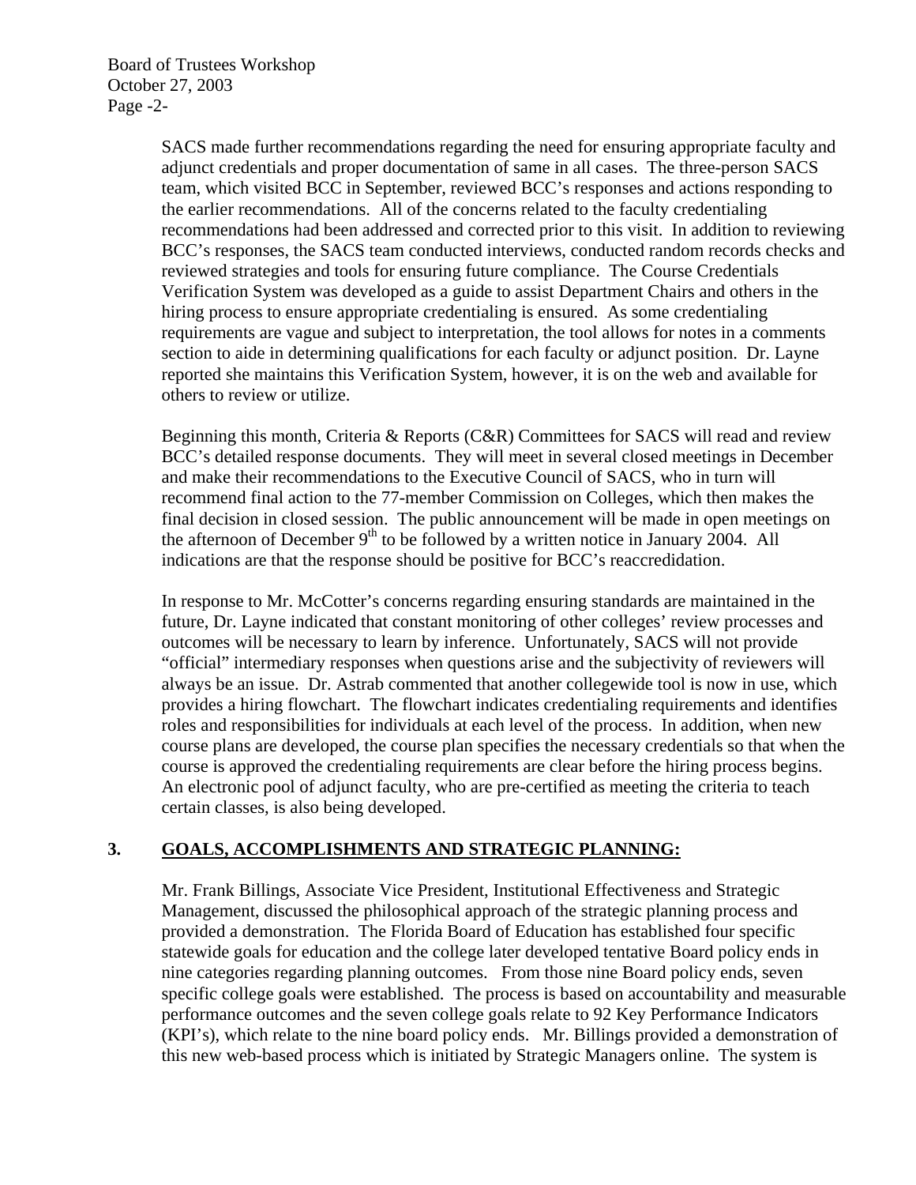SACS made further recommendations regarding the need for ensuring appropriate faculty and adjunct credentials and proper documentation of same in all cases. The three-person SACS team, which visited BCC in September, reviewed BCC's responses and actions responding to the earlier recommendations. All of the concerns related to the faculty credentialing recommendations had been addressed and corrected prior to this visit. In addition to reviewing BCC's responses, the SACS team conducted interviews, conducted random records checks and reviewed strategies and tools for ensuring future compliance. The Course Credentials Verification System was developed as a guide to assist Department Chairs and others in the hiring process to ensure appropriate credentialing is ensured. As some credentialing requirements are vague and subject to interpretation, the tool allows for notes in a comments section to aide in determining qualifications for each faculty or adjunct position. Dr. Layne reported she maintains this Verification System, however, it is on the web and available for others to review or utilize.

Beginning this month, Criteria & Reports (C&R) Committees for SACS will read and review BCC's detailed response documents. They will meet in several closed meetings in December and make their recommendations to the Executive Council of SACS, who in turn will recommend final action to the 77-member Commission on Colleges, which then makes the final decision in closed session. The public announcement will be made in open meetings on the afternoon of December 9th to be followed by a written notice in January 2004. All indications are that the response should be positive for BCC's reaccredidation.

In response to Mr. McCotter's concerns regarding ensuring standards are maintained in the future, Dr. Layne indicated that constant monitoring of other colleges' review processes and outcomes will be necessary to learn by inference. Unfortunately, SACS will not provide "official" intermediary responses when questions arise and the subjectivity of reviewers will always be an issue. Dr. Astrab commented that another collegewide tool is now in use, which provides a hiring flowchart. The flowchart indicates credentialing requirements and identifies roles and responsibilities for individuals at each level of the process. In addition, when new course plans are developed, the course plan specifies the necessary credentials so that when the course is approved the credentialing requirements are clear before the hiring process begins. An electronic pool of adjunct faculty, who are pre-certified as meeting the criteria to teach certain classes, is also being developed.

## 3. GOALS, ACCOMPLISHMENTS AND STRATEGIC PLANNING:

Mr. Frank Billings, Associate Vice President, Institutional Effectiveness and Strategic Management, discussed the philosophical approach of the strategic planning process and provided a demonstration. The Florida Board of Education has established four specific statewide goals for education and the college later developed tentative Board policy ends in nine categories regarding planning outcomes. From those nine Board policy ends, seven specific college goals were established. The process is based on accountability and measurable performance outcomes and the seven college goals relate to 92 Key Performance Indicators (KPI's), which relate to the nine board policy ends. Mr. Billings provided a demonstration of this new web-based process which is initiated by Strategic Managers online. The system is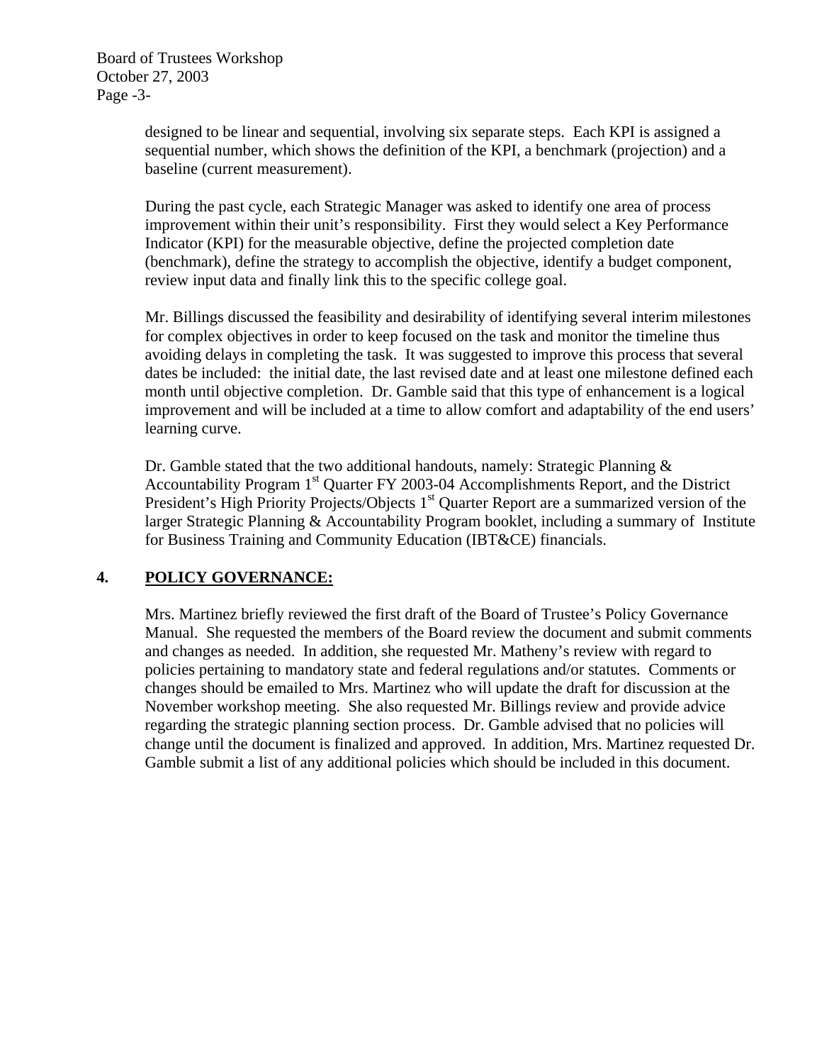designed to be linear and sequential, involving six separate steps. Each KPI is assigned a sequential number, which shows the definition of the KPI, a benchmark (projection) and a baseline (current measurement).

During the past cycle, each Strategic Manager was asked to identify one area of process improvement within their unit's responsibility. First they would select a Key Performance Indicator (KPI) for the measurable objective, define the projected completion date (benchmark), define the strategy to accomplish the objective, identify a budget component, review input data and finally link this to the specific college goal.

Mr. Billings discussed the feasibility and desirability of identifying several interim milestones for complex objectives in order to keep focused on the task and monitor the timeline thus avoiding delays in completing the task. It was suggested to improve this process that several dates be included: the initial date, the last revised date and at least one milestone defined each month until objective completion. Dr. Gamble said that this type of enhancement is a logical improvement and will be included at a time to allow comfort and adaptability of the end users' learning curve.

Dr. Gamble stated that the two additional handouts, namely: Strategic Planning & Accountability Program 1st Quarter FY 2003-04 Accomplishments Report, and the District President's High Priority Projects/Objects 1st Quarter Report are a summarized version of the larger Strategic Planning & Accountability Program booklet, including a summary of Institute for Business Training and Community Education (IBT&CE) financials.

**4. POLICY GOVERNANCE:**

Mrs. Martinez briefly reviewed the first draft of the Board of Trustee's Policy Governance Manual. She requested the members of the Board review the document and submit comments and changes as needed. In addition, she requested Mr. Matheny's review with regard to policies pertaining to mandatory state and federal regulations and/or statutes. Comments or changes should be emailed to Mrs. Martinez who will update the draft for discussion at the November workshop meeting. She also requested Mr. Billings review and provide advice regarding the strategic planning section process. Dr. Gamble advised that no policies will change until the document is finalized and approved. In addition, Mrs. Martinez requested Dr. Gamble submit a list of any additional policies which should be included in this document.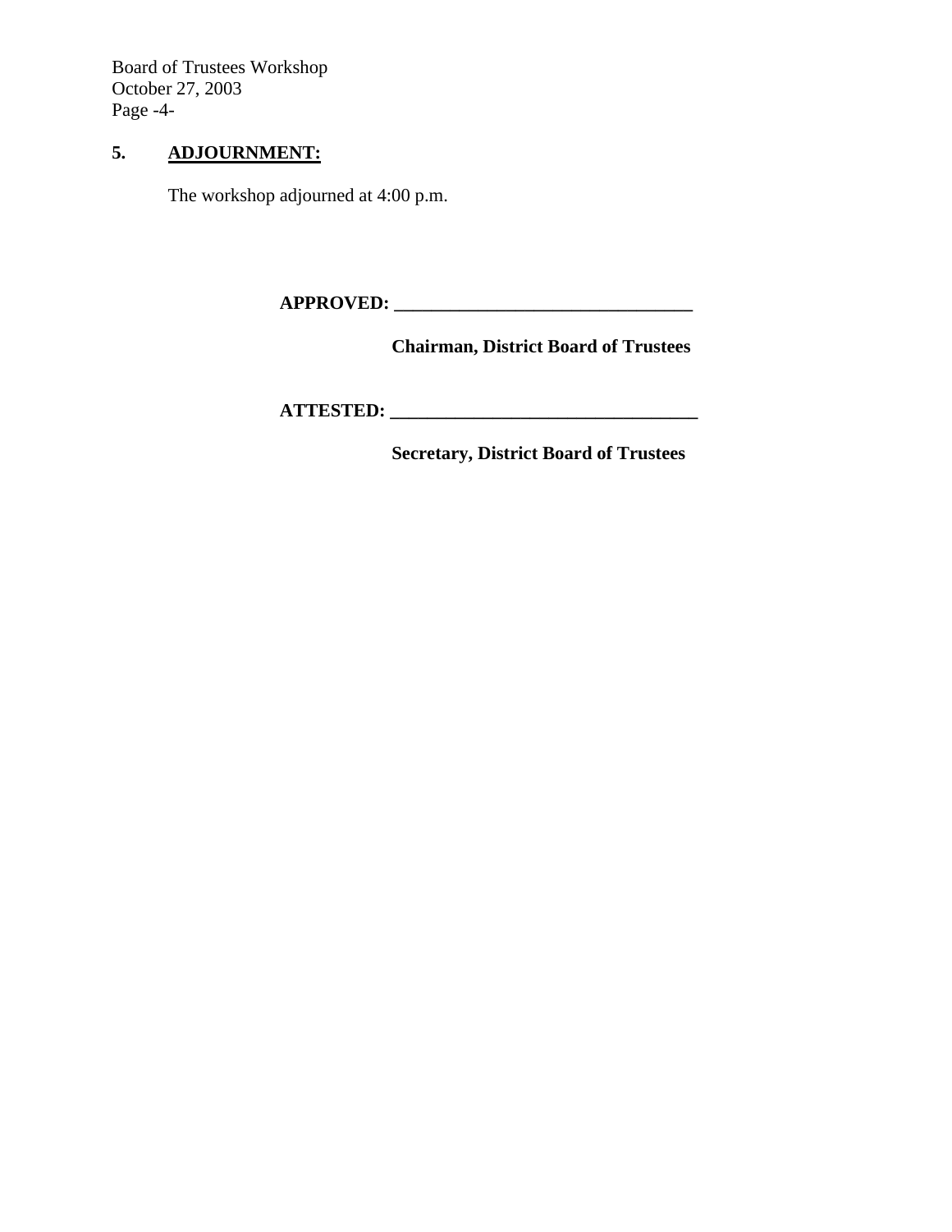## 5. ADJOURNMENT:

The workshop adjourned at 4:00 p.m.

**APPROVED: ________________________________**

**Chairman, District Board of Trustees**

**ATTESTED: ________________________________**

**Secretary, District Board of Trustees**